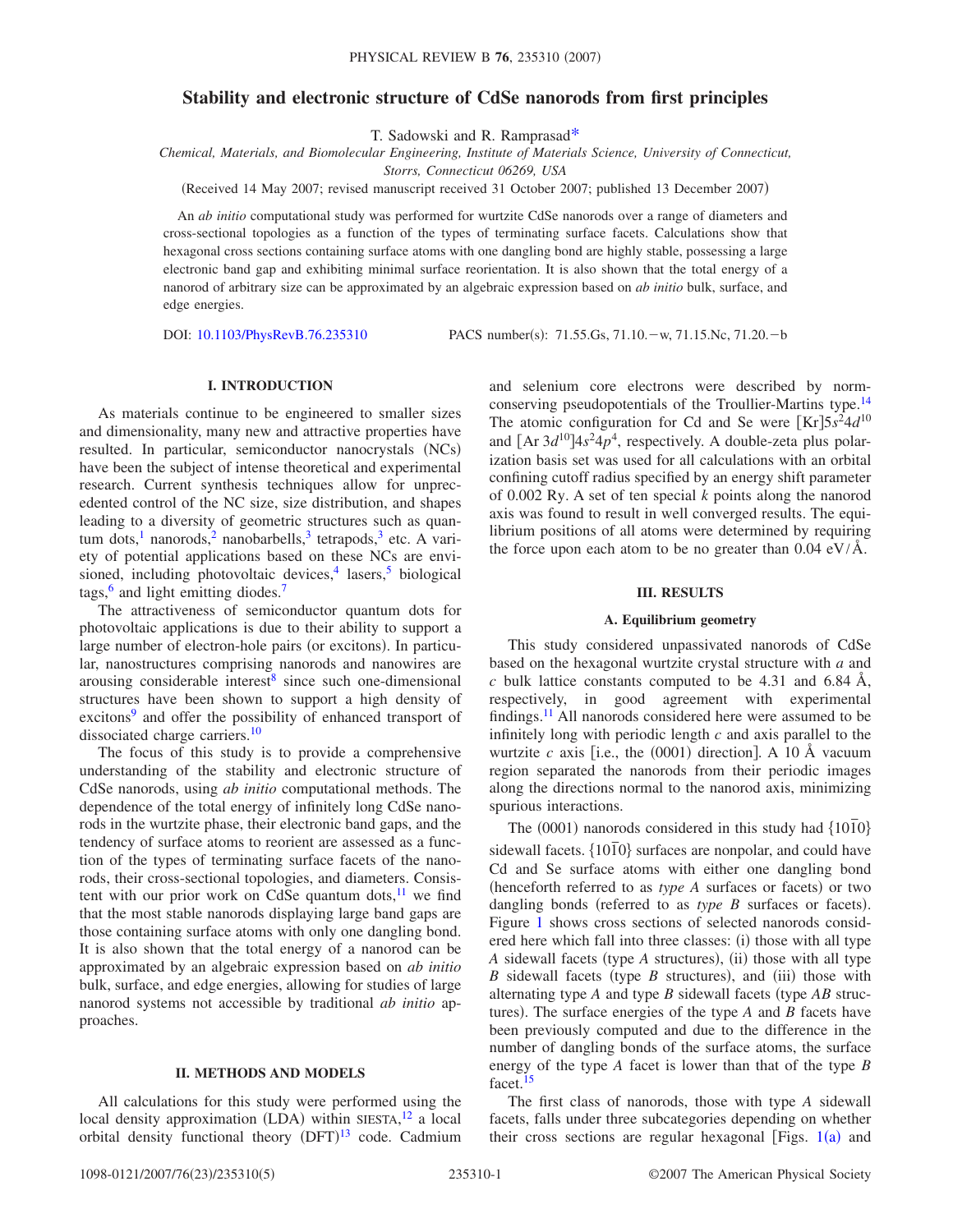# Stability and electronic structure of CdSe nanorods from first principles

T. Sadowski and R. Ramprasad*

*Chemical, Materials, and Biomolecular Engineering, Institute of Materials Science, University of Connecticut, Storrs, Connecticut 06269, USA*

(Received 14 May 2007; revised manuscript received 31 October 2007; published 13 December 2007)

An *ab initio* computational study was performed for wurtzite CdSe nanorods over a range of diameters and cross-sectional topologies as a function of the types of terminating surface facets. Calculations show that hexagonal cross sections containing surface atoms with one dangling bond are highly stable, possessing a large electronic band gap and exhibiting minimal surface reorientation. It is also shown that the total energy of a nanorod of arbitrary size can be approximated by an algebraic expression based on *ab initio* bulk, surface, and edge energies.

DOI: 10.1103/PhysRevB.76.235310 PACS number(s): 71.55.Gs, 71.10.−w, 71.15.Nc, 71.20.−b

## I. INTRODUCTION

As materials continue to be engineered to smaller sizes and dimensionality, many new and attractive properties have resulted. In particular, semiconductor nanocrystals (NCs) have been the subject of intense theoretical and experimental research. Current synthesis techniques allow for unprecedented control of the NC size, size distribution, and shapes leading to a diversity of geometric structures such as quantum dots,[1] nanorods,[2] nanobarbells,[3] tetrapods,[3] etc. A variety of potential applications based on these NCs are envisioned, including photovoltaic devices,[4] lasers,[5] biological tags,[6] and light emitting diodes.[7]

The attractiveness of semiconductor quantum dots for photovoltaic applications is due to their ability to support a large number of electron-hole pairs (or excitons). In particular, nanostructures comprising nanorods and nanowires are arousing considerable interest[8] since such one-dimensional structures have been shown to support a high density of excitons[9] and offer the possibility of enhanced transport of dissociated charge carriers.[10]

The focus of this study is to provide a comprehensive understanding of the stability and electronic structure of CdSe nanorods, using *ab initio* computational methods. The dependence of the total energy of infinitely long CdSe nanorods in the wurtzite phase, their electronic band gaps, and the tendency of surface atoms to reorient are assessed as a function of the types of terminating surface facets of the nanorods, their cross-sectional topologies, and diameters. Consistent with our prior work on CdSe quantum dots,[11] we find that the most stable nanorods displaying large band gaps are those containing surface atoms with only one dangling bond. It is also shown that the total energy of a nanorod can be approximated by an algebraic expression based on *ab initio* bulk, surface, and edge energies, allowing for studies of large nanorod systems not accessible by traditional *ab initio* approaches.

## II. METHODS AND MODELS

All calculations for this study were performed using the local density approximation (LDA) within SIESTA,[12] a local orbital density functional theory (DFT)[13] code. Cadmium and selenium core electrons were described by norm-conserving pseudopotentials of the Troullier-Martins type.[14] The atomic configuration for Cd and Se were [Kr]$5s^2 4d^{10}$ and [Ar $3d^{10}$]$4s^2 4p^4$, respectively. A double-zeta plus polarization basis set was used for all calculations with an orbital confining cutoff radius specified by an energy shift parameter of 0.002 Ry. A set of ten special $k$ points along the nanorod axis was found to result in well converged results. The equilibrium positions of all atoms were determined by requiring the force upon each atom to be no greater than 0.04 eV/Å.

## III. RESULTS

### A. Equilibrium geometry

This study considered unpassivated nanorods of CdSe based on the hexagonal wurtzite crystal structure with $a$ and $c$ bulk lattice constants computed to be 4.31 and 6.84 Å, respectively, in good agreement with experimental findings.[11] All nanorods considered here were assumed to be infinitely long with periodic length $c$ and axis parallel to the wurtzite $c$ axis [i.e., the (0001) direction]. A 10 Å vacuum region separated the nanorods from their periodic images along the directions normal to the nanorod axis, minimizing spurious interactions.

The (0001) nanorods considered in this study had $\{10\bar{1}0\}$ sidewall facets. $\{10\bar{1}0\}$ surfaces are nonpolar, and could have Cd and Se surface atoms with either one dangling bond (henceforth referred to as *type A* surfaces or facets) or two dangling bonds (referred to as *type B* surfaces or facets). Figure 1 shows cross sections of selected nanorods considered here which fall into three classes: (i) those with all type *A* sidewall facets (type *A* structures), (ii) those with all type *B* sidewall facets (type *B* structures), and (iii) those with alternating type *A* and type *B* sidewall facets (type *AB* structures). The surface energies of the type *A* and *B* facets have been previously computed and due to the difference in the number of dangling bonds of the surface atoms, the surface energy of the type *A* facet is lower than that of the type *B* facet.[15]

The first class of nanorods, those with type *A* sidewall facets, falls under three subcategories depending on whether their cross sections are regular hexagonal [Figs. 1(a) and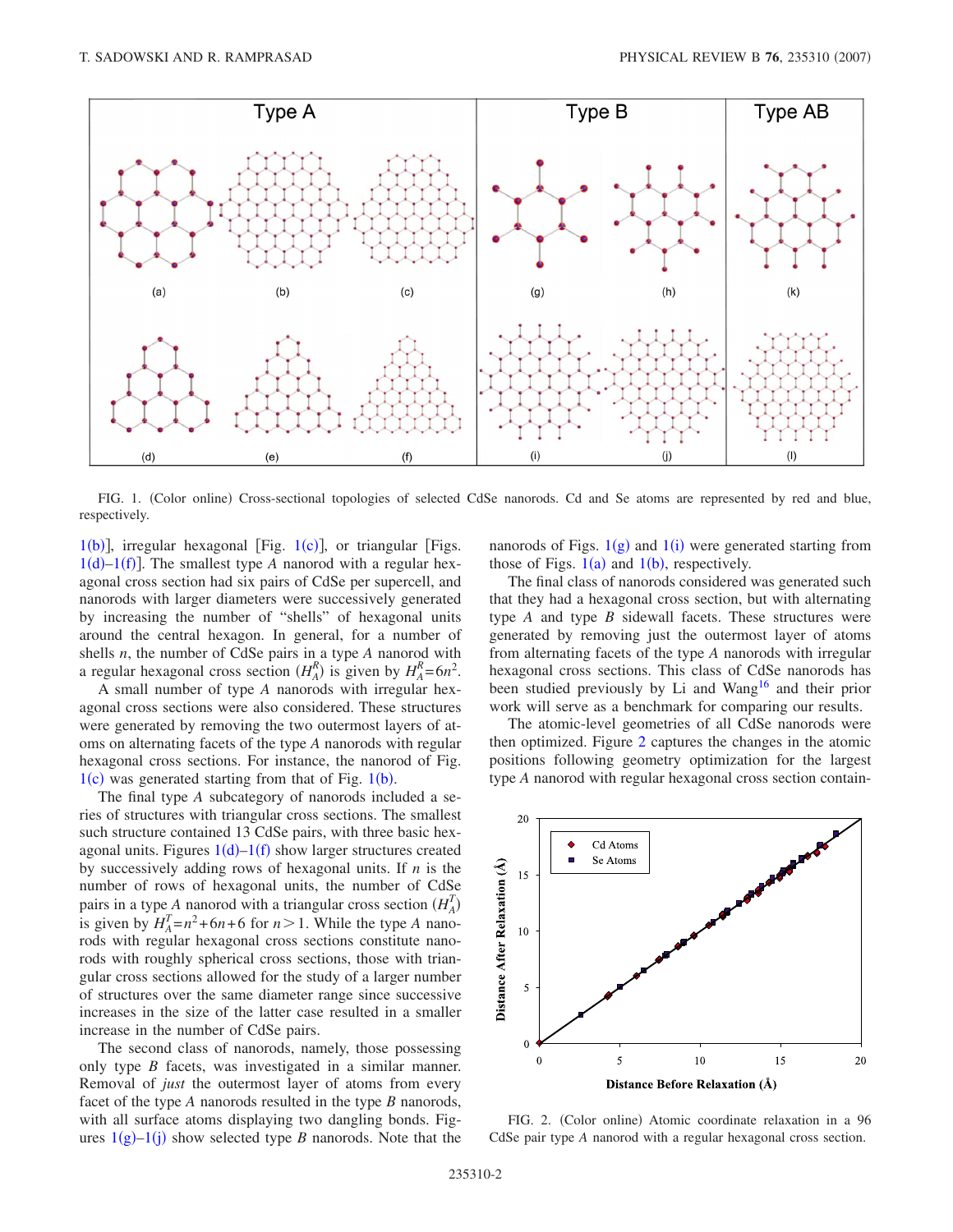FIG. 1. (Color online) Cross-sectional topologies of selected CdSe nanorods. Cd and Se atoms are represented by red and blue, respectively.

1(b)], irregular hexagonal [Fig. 1(c)], or triangular [Figs. 1(d)–1(f)]. The smallest type *A* nanorod with a regular hexagonal cross section had six pairs of CdSe per supercell, and nanorods with larger diameters were successively generated by increasing the number of "shells" of hexagonal units around the central hexagon. In general, for a number of shells *n*, the number of CdSe pairs in a type *A* nanorod with a regular hexagonal cross section ($H_A^R$) is given by $H_A^R = 6n^2$.

A small number of type *A* nanorods with irregular hexagonal cross sections were also considered. These structures were generated by removing the two outermost layers of atoms on alternating facets of the type *A* nanorods with regular hexagonal cross sections. For instance, the nanorod of Fig. 1(c) was generated starting from that of Fig. 1(b).

The final type *A* subcategory of nanorods included a series of structures with triangular cross sections. The smallest such structure contained 13 CdSe pairs, with three basic hexagonal units. Figures 1(d)–1(f) show larger structures created by successively adding rows of hexagonal units. If *n* is the number of rows of hexagonal units, the number of CdSe pairs in a type *A* nanorod with a triangular cross section ($H_A^T$) is given by $H_A^T = n^2 + 6n + 6$ for $n > 1$. While the type *A* nanorods with regular hexagonal cross sections constitute nanorods with roughly spherical cross sections, those with triangular cross sections allowed for the study of a larger number of structures over the same diameter range since successive increases in the size of the latter case resulted in a smaller increase in the number of CdSe pairs.

The second class of nanorods, namely, those possessing only type *B* facets, was investigated in a similar manner. Removal of *just* the outermost layer of atoms from every facet of the type *A* nanorods resulted in the type *B* nanorods, with all surface atoms displaying two dangling bonds. Figures 1(g)–1(j) show selected type *B* nanorods. Note that the nanorods of Figs. 1(g) and 1(i) were generated starting from those of Figs. 1(a) and 1(b), respectively.

The final class of nanorods considered was generated such that they had a hexagonal cross section, but with alternating type *A* and type *B* sidewall facets. These structures were generated by removing just the outermost layer of atoms from alternating facets of the type *A* nanorods with irregular hexagonal cross sections. This class of CdSe nanorods has been studied previously by Li and Wang[16] and their prior work will serve as a benchmark for comparing our results.

The atomic-level geometries of all CdSe nanorods were then optimized. Figure 2 captures the changes in the atomic positions following geometry optimization for the largest type *A* nanorod with regular hexagonal cross section contain-

FIG. 2. (Color online) Atomic coordinate relaxation in a 96 CdSe pair type *A* nanorod with a regular hexagonal cross section.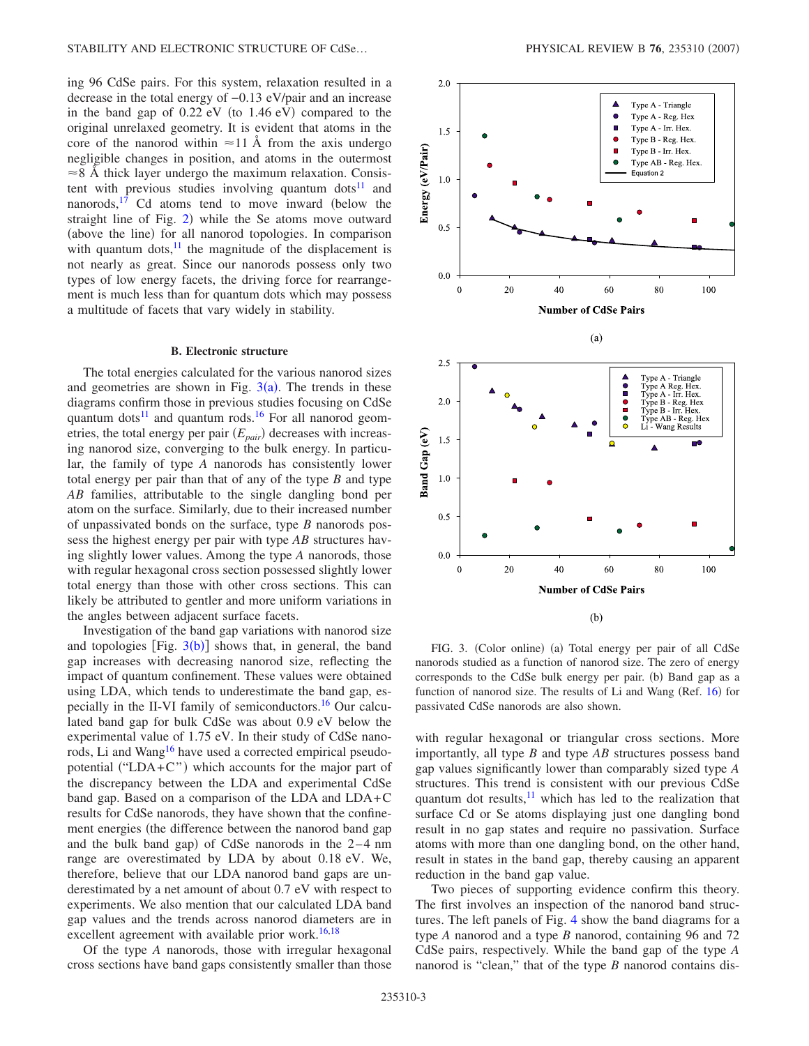ing 96 CdSe pairs. For this system, relaxation resulted in a decrease in the total energy of −0.13 eV/pair and an increase in the band gap of 0.22 eV (to 1.46 eV) compared to the original unrelaxed geometry. It is evident that atoms in the core of the nanorod within ≈11 Å from the axis undergo negligible changes in position, and atoms in the outermost ≈8 Å thick layer undergo the maximum relaxation. Consistent with previous studies involving quantum dots[11] and nanorods,[17] Cd atoms tend to move inward (below the straight line of Fig. 2) while the Se atoms move outward (above the line) for all nanorod topologies. In comparison with quantum dots,[11] the magnitude of the displacement is not nearly as great. Since our nanorods possess only two types of low energy facets, the driving force for rearrangement is much less than for quantum dots which may possess a multitude of facets that vary widely in stability.

### B. Electronic structure

The total energies calculated for the various nanorod sizes and geometries are shown in Fig. 3(a). The trends in these diagrams confirm those in previous studies focusing on CdSe quantum dots[11] and quantum rods.[16] For all nanorod geometries, the total energy per pair ($E_{pair}$) decreases with increasing nanorod size, converging to the bulk energy. In particular, the family of type *A* nanorods has consistently lower total energy per pair than that of any of the type *B* and type *AB* families, attributable to the single dangling bond per atom on the surface. Similarly, due to their increased number of unpassivated bonds on the surface, type *B* nanorods possess the highest energy per pair with type *AB* structures having slightly lower values. Among the type *A* nanorods, those with regular hexagonal cross section possessed slightly lower total energy than those with other cross sections. This can likely be attributed to gentler and more uniform variations in the angles between adjacent surface facets.

Investigation of the band gap variations with nanorod size and topologies [Fig. 3(b)] shows that, in general, the band gap increases with decreasing nanorod size, reflecting the impact of quantum confinement. These values were obtained using LDA, which tends to underestimate the band gap, especially in the II-VI family of semiconductors.[16] Our calculated band gap for bulk CdSe was about 0.9 eV below the experimental value of 1.75 eV. In their study of CdSe nanorods, Li and Wang[16] have used a corrected empirical pseudopotential ("LDA+C") which accounts for the major part of the discrepancy between the LDA and experimental CdSe band gap. Based on a comparison of the LDA and LDA+C results for CdSe nanorods, they have shown that the confinement energies (the difference between the nanorod band gap and the bulk band gap) of CdSe nanorods in the 2–4 nm range are overestimated by LDA by about 0.18 eV. We, therefore, believe that our LDA nanorod band gaps are underestimated by a net amount of about 0.7 eV with respect to experiments. We also mention that our calculated LDA band gap values and the trends across nanorod diameters are in excellent agreement with available prior work.[16,18]

Of the type *A* nanorods, those with irregular hexagonal cross sections have band gaps consistently smaller than those with regular hexagonal or triangular cross sections. More importantly, all type *B* and type *AB* structures possess band gap values significantly lower than comparably sized type *A* structures. This trend is consistent with our previous CdSe quantum dot results,[11] which has led to the realization that surface Cd or Se atoms displaying just one dangling bond result in no gap states and require no passivation. Surface atoms with more than one dangling bond, on the other hand, result in states in the band gap, thereby causing an apparent reduction in the band gap value.

Two pieces of supporting evidence confirm this theory. The first involves an inspection of the nanorod band structures. The left panels of Fig. 4 show the band diagrams for a type *A* nanorod and a type *B* nanorod, containing 96 and 72 CdSe pairs, respectively. While the band gap of the type *A* nanorod is "clean," that of the type *B* nanorod contains dis-

FIG. 3. (Color online) (a) Total energy per pair of all CdSe nanorods studied as a function of nanorod size. The zero of energy corresponds to the CdSe bulk energy per pair. (b) Band gap as a function of nanorod size. The results of Li and Wang (Ref. 16) for passivated CdSe nanorods are also shown.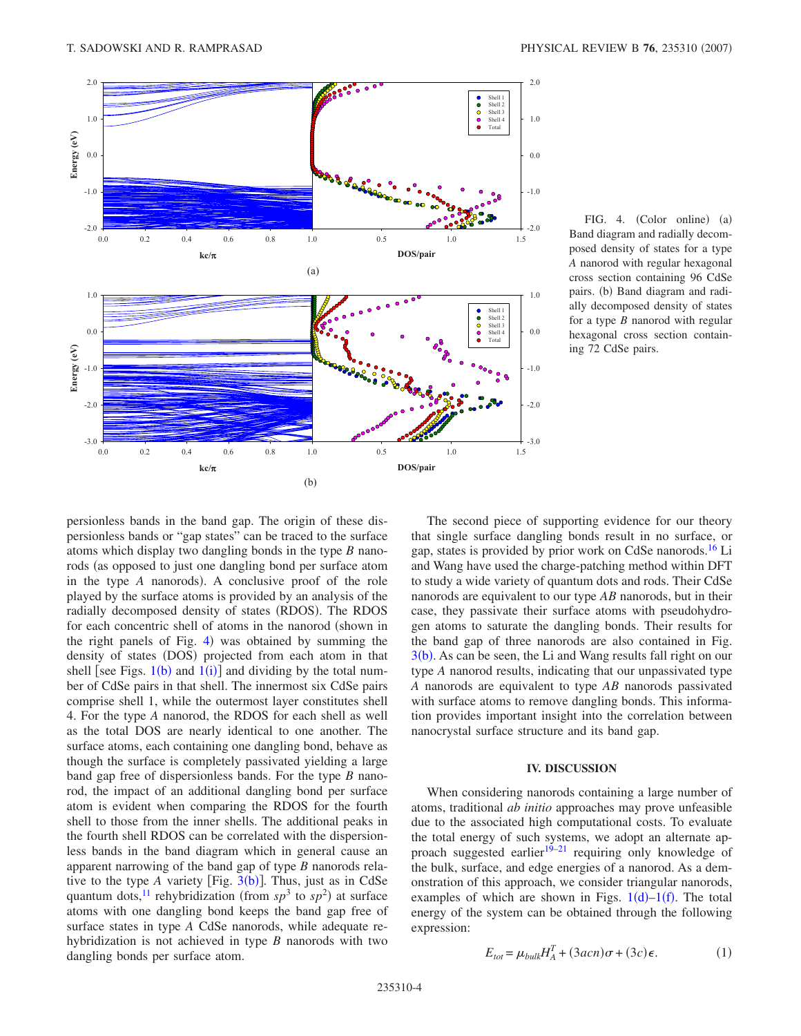FIG. 4. (Color online) (a) Band diagram and radially decomposed density of states for a type *A* nanorod with regular hexagonal cross section containing 96 CdSe pairs. (b) Band diagram and radially decomposed density of states for a type *B* nanorod with regular hexagonal cross section containing 72 CdSe pairs.

persionless bands in the band gap. The origin of these dispersionless bands or "gap states" can be traced to the surface atoms which display two dangling bonds in the type *B* nanorods (as opposed to just one dangling bond per surface atom in the type *A* nanorods). A conclusive proof of the role played by the surface atoms is provided by an analysis of the radially decomposed density of states (RDOS). The RDOS for each concentric shell of atoms in the nanorod (shown in the right panels of Fig. 4) was obtained by summing the density of states (DOS) projected from each atom in that shell [see Figs. 1(b) and 1(i)] and dividing by the total number of CdSe pairs in that shell. The innermost six CdSe pairs comprise shell 1, while the outermost layer constitutes shell 4. For the type *A* nanorod, the RDOS for each shell as well as the total DOS are nearly identical to one another. The surface atoms, each containing one dangling bond, behave as though the surface is completely passivated yielding a large band gap free of dispersionless bands. For the type *B* nanorod, the impact of an additional dangling bond per surface atom is evident when comparing the RDOS for the fourth shell to those from the inner shells. The additional peaks in the fourth shell RDOS can be correlated with the dispersionless bands in the band diagram which in general cause an apparent narrowing of the band gap of type *B* nanorods relative to the type *A* variety [Fig. 3(b)]. Thus, just as in CdSe quantum dots,[11] rehybridization (from $sp^3$ to $sp^2$) at surface atoms with one dangling bond keeps the band gap free of surface states in type *A* CdSe nanorods, while adequate rehybridization is not achieved in type *B* nanorods with two dangling bonds per surface atom.

The second piece of supporting evidence for our theory that single surface dangling bonds result in no surface, or gap, states is provided by prior work on CdSe nanorods.[16] Li and Wang have used the charge-patching method within DFT to study a wide variety of quantum dots and rods. Their CdSe nanorods are equivalent to our type *AB* nanorods, but in their case, they passivate their surface atoms with pseudohydrogen atoms to saturate the dangling bonds. Their results for the band gap of three nanorods are also contained in Fig. 3(b). As can be seen, the Li and Wang results fall right on our type *A* nanorod results, indicating that our unpassivated type *A* nanorods are equivalent to type *AB* nanorods passivated with surface atoms to remove dangling bonds. This information provides important insight into the correlation between nanocrystal surface structure and its band gap.

## IV. DISCUSSION

When considering nanorods containing a large number of atoms, traditional *ab initio* approaches may prove unfeasible due to the associated high computational costs. To evaluate the total energy of such systems, we adopt an alternate approach suggested earlier[19–21] requiring only knowledge of the bulk, surface, and edge energies of a nanorod. As a demonstration of this approach, we consider triangular nanorods, examples of which are shown in Figs. 1(d)–1(f). The total energy of the system can be obtained through the following expression:

$$E_{tot} = \mu_{bulk} H_A^T + (3acn)\sigma + (3c)\epsilon. \tag{1}$$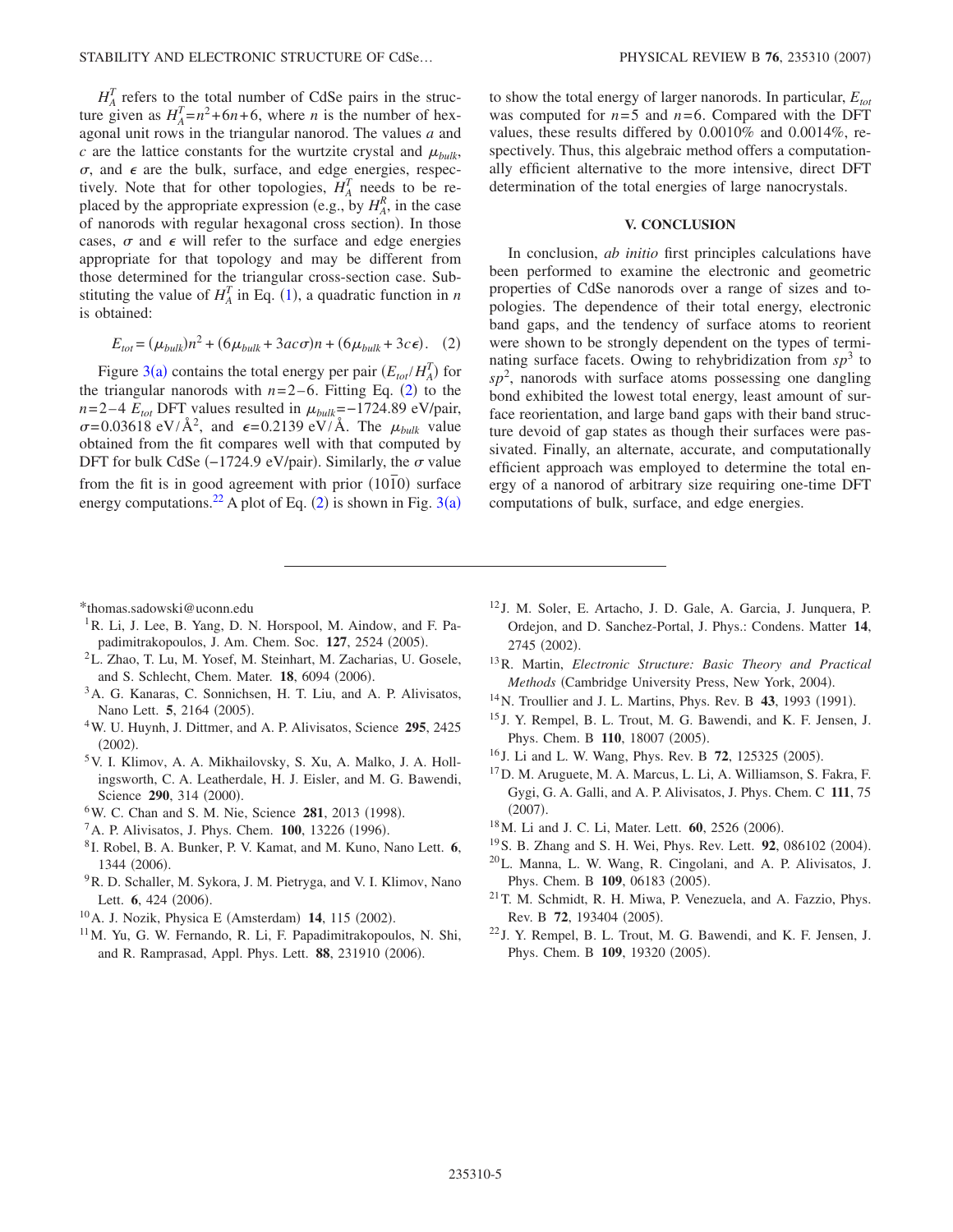$H_A^T$ refers to the total number of CdSe pairs in the structure given as $H_A^T = n^2 + 6n + 6$, where $n$ is the number of hexagonal unit rows in the triangular nanorod. The values $a$ and $c$ are the lattice constants for the wurtzite crystal and $\mu_{bulk}$, $\sigma$, and $\epsilon$ are the bulk, surface, and edge energies, respectively. Note that for other topologies, $H_A^T$ needs to be replaced by the appropriate expression (e.g., by $H_A^R$, in the case of nanorods with regular hexagonal cross section). In those cases, $\sigma$ and $\epsilon$ will refer to the surface and edge energies appropriate for that topology and may be different from those determined for the triangular cross-section case. Substituting the value of $H_A^T$ in Eq. (1), a quadratic function in $n$ is obtained:

$$E_{tot} = (\mu_{bulk})n^2 + (6\mu_{bulk} + 3ac\sigma)n + (6\mu_{bulk} + 3c\epsilon). \quad (2)$$

Figure 3(a) contains the total energy per pair ($E_{tot}/H_A^T$) for the triangular nanorods with $n=2-6$. Fitting Eq. (2) to the $n=2-4$ $E_{tot}$ DFT values resulted in $\mu_{bulk} = -1724.89$ eV/pair, $\sigma = 0.03618$ eV/Å$^2$, and $\epsilon = 0.2139$ eV/Å. The $\mu_{bulk}$ value obtained from the fit compares well with that computed by DFT for bulk CdSe (−1724.9 eV/pair). Similarly, the $\sigma$ value from the fit is in good agreement with prior $(10\bar{1}0)$ surface energy computations.[22] A plot of Eq. (2) is shown in Fig. 3(a) to show the total energy of larger nanorods. In particular, $E_{tot}$ was computed for $n=5$ and $n=6$. Compared with the DFT values, these results differed by 0.0010% and 0.0014%, respectively. Thus, this algebraic method offers a computationally efficient alternative to the more intensive, direct DFT determination of the total energies of large nanocrystals.

## V. CONCLUSION

In conclusion, *ab initio* first principles calculations have been performed to examine the electronic and geometric properties of CdSe nanorods over a range of sizes and topologies. The dependence of their total energy, electronic band gaps, and the tendency of surface atoms to reorient were shown to be strongly dependent on the types of terminating surface facets. Owing to rehybridization from $sp^3$ to $sp^2$, nanorods with surface atoms possessing one dangling bond exhibited the lowest total energy, least amount of surface reorientation, and large band gaps with their band structure devoid of gap states as though their surfaces were passivated. Finally, an alternate, accurate, and computationally efficient approach was employed to determine the total energy of a nanorod of arbitrary size requiring one-time DFT computations of bulk, surface, and edge energies.

---

*thomas.sadowski@uconn.edu

[1] R. Li, J. Lee, B. Yang, D. N. Horspool, M. Aindow, and F. Papadimitrakopoulos, J. Am. Chem. Soc. **127**, 2524 (2005).

[2] L. Zhao, T. Lu, M. Yosef, M. Steinhart, M. Zacharias, U. Gosele, and S. Schlecht, Chem. Mater. **18**, 6094 (2006).

[3] A. G. Kanaras, C. Sonnichsen, H. T. Liu, and A. P. Alivisatos, Nano Lett. **5**, 2164 (2005).

[4] W. U. Huynh, J. Dittmer, and A. P. Alivisatos, Science **295**, 2425 (2002).

[5] V. I. Klimov, A. A. Mikhailovsky, S. Xu, A. Malko, J. A. Hollingsworth, C. A. Leatherdale, H. J. Eisler, and M. G. Bawendi, Science **290**, 314 (2000).

[6] W. C. Chan and S. M. Nie, Science **281**, 2013 (1998).

[7] A. P. Alivisatos, J. Phys. Chem. **100**, 13226 (1996).

[8] I. Robel, B. A. Bunker, P. V. Kamat, and M. Kuno, Nano Lett. **6**, 1344 (2006).

[9] R. D. Schaller, M. Sykora, J. M. Pietryga, and V. I. Klimov, Nano Lett. **6**, 424 (2006).

[10] A. J. Nozik, Physica E (Amsterdam) **14**, 115 (2002).

[11] M. Yu, G. W. Fernando, R. Li, F. Papadimitrakopoulos, N. Shi, and R. Ramprasad, Appl. Phys. Lett. **88**, 231910 (2006).

[12] J. M. Soler, E. Artacho, J. D. Gale, A. Garcia, J. Junquera, P. Ordejon, and D. Sanchez-Portal, J. Phys.: Condens. Matter **14**, 2745 (2002).

[13] R. Martin, *Electronic Structure: Basic Theory and Practical Methods* (Cambridge University Press, New York, 2004).

[14] N. Troullier and J. L. Martins, Phys. Rev. B **43**, 1993 (1991).

[15] J. Y. Rempel, B. L. Trout, M. G. Bawendi, and K. F. Jensen, J. Phys. Chem. B **110**, 18007 (2005).

[16] J. Li and L. W. Wang, Phys. Rev. B **72**, 125325 (2005).

[17] D. M. Aruguete, M. A. Marcus, L. Li, A. Williamson, S. Fakra, F. Gygi, G. A. Galli, and A. P. Alivisatos, J. Phys. Chem. C **111**, 75 (2007).

[18] M. Li and J. C. Li, Mater. Lett. **60**, 2526 (2006).

[19] S. B. Zhang and S. H. Wei, Phys. Rev. Lett. **92**, 086102 (2004).

[20] L. Manna, L. W. Wang, R. Cingolani, and A. P. Alivisatos, J. Phys. Chem. B **109**, 06183 (2005).

[21] T. M. Schmidt, R. H. Miwa, P. Venezuela, and A. Fazzio, Phys. Rev. B **72**, 193404 (2005).

[22] J. Y. Rempel, B. L. Trout, M. G. Bawendi, and K. F. Jensen, J. Phys. Chem. B **109**, 19320 (2005).